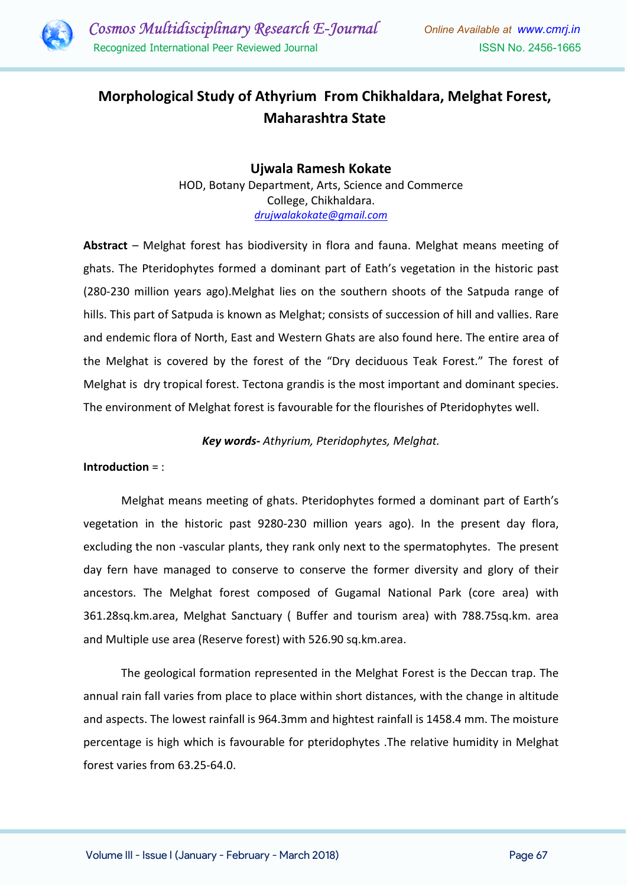# Morphological Study of Athyrium From Chikhaldara, Melghat Forest, Maharashtra State

**Ujwala Ramesh Kokate**

HOD, Botany Department, Arts, Science and Commerce College, Chikhaldara.

*drujwalakokate@gmail.com*

**Abstract** – Melghat forest has biodiversity in flora and fauna. Melghat means meeting of ghats. The Pteridophytes formed a dominant part of Eath's vegetation in the historic past (280-230 million years ago).Melghat lies on the southern shoots of the Satpuda range of hills. This part of Satpuda is known as Melghat; consists of succession of hill and vallies. Rare and endemic flora of North, East and Western Ghats are also found here. The entire area of the Melghat is covered by the forest of the "Dry deciduous Teak Forest." The forest of Melghat is dry tropical forest. Tectona grandis is the most important and dominant species. The environment of Melghat forest is favourable for the flourishes of Pteridophytes well.

***Key words-*** *Athyrium, Pteridophytes, Melghat.*

**Introduction** = :

Melghat means meeting of ghats. Pteridophytes formed a dominant part of Earth's vegetation in the historic past 9280-230 million years ago). In the present day flora, excluding the non -vascular plants, they rank only next to the spermatophytes. The present day fern have managed to conserve to conserve the former diversity and glory of their ancestors. The Melghat forest composed of Gugamal National Park (core area) with 361.28sq.km.area, Melghat Sanctuary ( Buffer and tourism area) with 788.75sq.km. area and Multiple use area (Reserve forest) with 526.90 sq.km.area.

The geological formation represented in the Melghat Forest is the Deccan trap. The annual rain fall varies from place to place within short distances, with the change in altitude and aspects. The lowest rainfall is 964.3mm and hightest rainfall is 1458.4 mm. The moisture percentage is high which is favourable for pteridophytes .The relative humidity in Melghat forest varies from 63.25-64.0.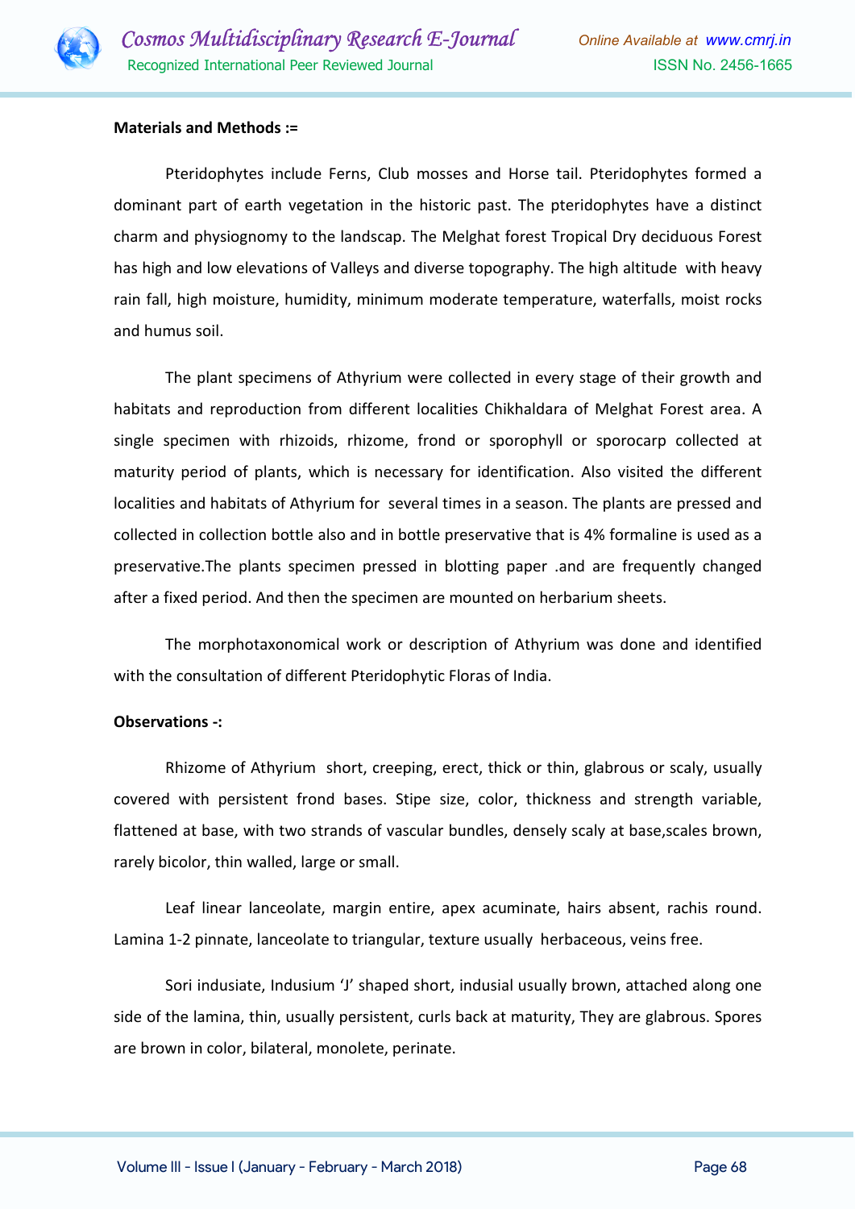**Materials and Methods :=**

Pteridophytes include Ferns, Club mosses and Horse tail. Pteridophytes formed a dominant part of earth vegetation in the historic past. The pteridophytes have a distinct charm and physiognomy to the landscap. The Melghat forest Tropical Dry deciduous Forest has high and low elevations of Valleys and diverse topography. The high altitude with heavy rain fall, high moisture, humidity, minimum moderate temperature, waterfalls, moist rocks and humus soil.

The plant specimens of Athyrium were collected in every stage of their growth and habitats and reproduction from different localities Chikhaldara of Melghat Forest area. A single specimen with rhizoids, rhizome, frond or sporophyll or sporocarp collected at maturity period of plants, which is necessary for identification. Also visited the different localities and habitats of Athyrium for several times in a season. The plants are pressed and collected in collection bottle also and in bottle preservative that is 4% formaline is used as a preservative.The plants specimen pressed in blotting paper .and are frequently changed after a fixed period. And then the specimen are mounted on herbarium sheets.

The morphotaxonomical work or description of Athyrium was done and identified with the consultation of different Pteridophytic Floras of India.

**Observations -:**

Rhizome of Athyrium short, creeping, erect, thick or thin, glabrous or scaly, usually covered with persistent frond bases. Stipe size, color, thickness and strength variable, flattened at base, with two strands of vascular bundles, densely scaly at base,scales brown, rarely bicolor, thin walled, large or small.

Leaf linear lanceolate, margin entire, apex acuminate, hairs absent, rachis round. Lamina 1-2 pinnate, lanceolate to triangular, texture usually herbaceous, veins free.

Sori indusiate, Indusium 'J' shaped short, indusial usually brown, attached along one side of the lamina, thin, usually persistent, curls back at maturity, They are glabrous. Spores are brown in color, bilateral, monolete, perinate.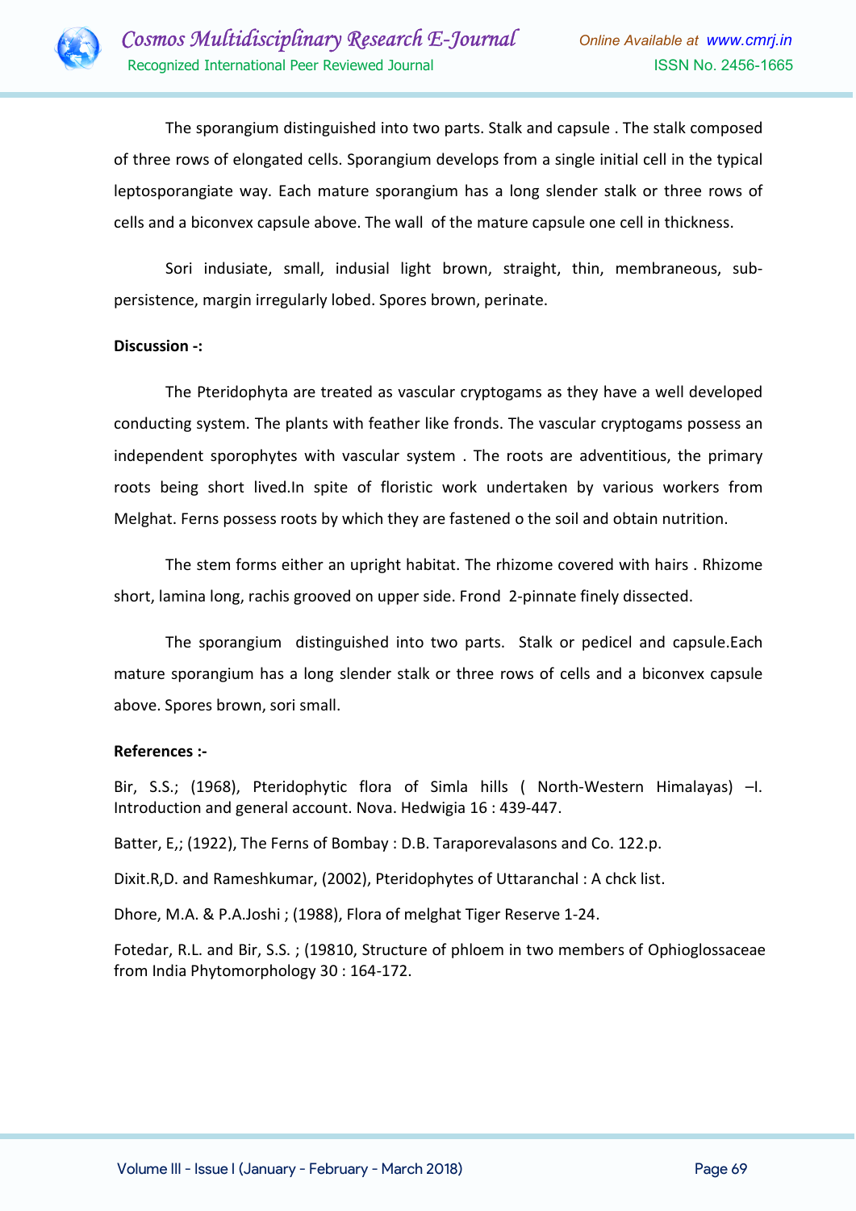The sporangium distinguished into two parts. Stalk and capsule . The stalk composed of three rows of elongated cells. Sporangium develops from a single initial cell in the typical leptosporangiate way. Each mature sporangium has a long slender stalk or three rows of cells and a biconvex capsule above. The wall of the mature capsule one cell in thickness.

Sori indusiate, small, indusial light brown, straight, thin, membraneous, sub-persistence, margin irregularly lobed. Spores brown, perinate.

**Discussion -:**

The Pteridophyta are treated as vascular cryptogams as they have a well developed conducting system. The plants with feather like fronds. The vascular cryptogams possess an independent sporophytes with vascular system . The roots are adventitious, the primary roots being short lived.In spite of floristic work undertaken by various workers from Melghat. Ferns possess roots by which they are fastened o the soil and obtain nutrition.

The stem forms either an upright habitat. The rhizome covered with hairs . Rhizome short, lamina long, rachis grooved on upper side. Frond 2-pinnate finely dissected.

The sporangium distinguished into two parts. Stalk or pedicel and capsule.Each mature sporangium has a long slender stalk or three rows of cells and a biconvex capsule above. Spores brown, sori small.

**References :-**

Bir, S.S.; (1968), Pteridophytic flora of Simla hills ( North-Western Himalayas) –I. Introduction and general account. Nova. Hedwigia 16 : 439-447.

Batter, E,; (1922), The Ferns of Bombay : D.B. Taraporevalasons and Co. 122.p.

Dixit.R,D. and Rameshkumar, (2002), Pteridophytes of Uttaranchal : A chck list.

Dhore, M.A. & P.A.Joshi ; (1988), Flora of melghat Tiger Reserve 1-24.

Fotedar, R.L. and Bir, S.S. ; (19810, Structure of phloem in two members of Ophioglossaceae from India Phytomorphology 30 : 164-172.